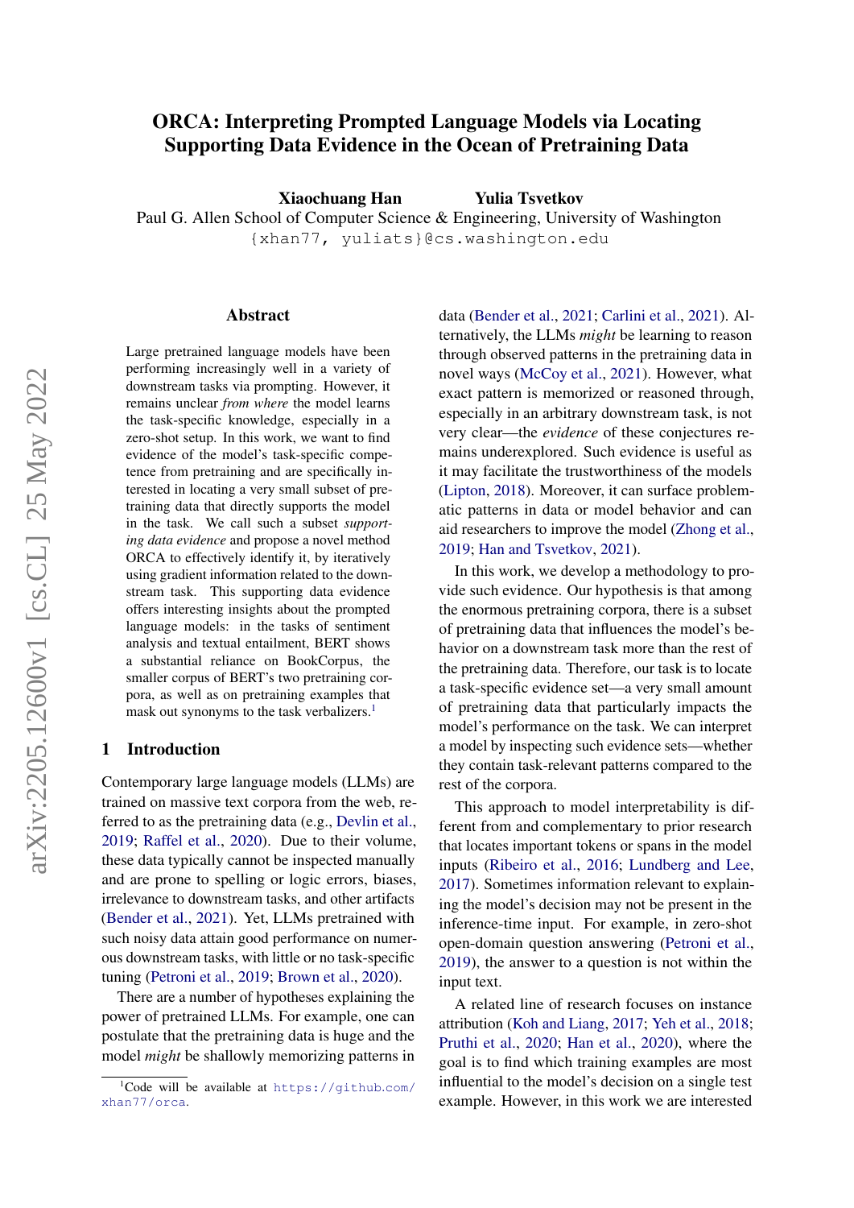# ORCA: Interpreting Prompted Language Models via Locating Supporting Data Evidence in the Ocean of Pretraining Data

**Xiaochuang Han** **Yulia Tsvetkov**

Paul G. Allen School of Computer Science & Engineering, University of Washington

{xhan77, yuliats}@cs.washington.edu

## Abstract

Large pretrained language models have been performing increasingly well in a variety of downstream tasks via prompting. However, it remains unclear *from where* the model learns the task-specific knowledge, especially in a zero-shot setup. In this work, we want to find evidence of the model's task-specific competence from pretraining and are specifically interested in locating a very small subset of pretraining data that directly supports the model in the task. We call such a subset *supporting data evidence* and propose a novel method ORCA to effectively identify it, by iteratively using gradient information related to the downstream task. This supporting data evidence offers interesting insights about the prompted language models: in the tasks of sentiment analysis and textual entailment, BERT shows a substantial reliance on BookCorpus, the smaller corpus of BERT's two pretraining corpora, as well as on pretraining examples that mask out synonyms to the task verbalizers.[1]

## 1 Introduction

Contemporary large language models (LLMs) are trained on massive text corpora from the web, referred to as the pretraining data (e.g., Devlin et al., 2019; Raffel et al., 2020). Due to their volume, these data typically cannot be inspected manually and are prone to spelling or logic errors, biases, irrelevance to downstream tasks, and other artifacts (Bender et al., 2021). Yet, LLMs pretrained with such noisy data attain good performance on numerous downstream tasks, with little or no task-specific tuning (Petroni et al., 2019; Brown et al., 2020).

There are a number of hypotheses explaining the power of pretrained LLMs. For example, one can postulate that the pretraining data is huge and the model *might* be shallowly memorizing patterns in data (Bender et al., 2021; Carlini et al., 2021). Alternatively, the LLMs *might* be learning to reason through observed patterns in the pretraining data in novel ways (McCoy et al., 2021). However, what exact pattern is memorized or reasoned through, especially in an arbitrary downstream task, is not very clear—the *evidence* of these conjectures remains underexplored. Such evidence is useful as it may facilitate the trustworthiness of the models (Lipton, 2018). Moreover, it can surface problematic patterns in data or model behavior and can aid researchers to improve the model (Zhong et al., 2019; Han and Tsvetkov, 2021).

In this work, we develop a methodology to provide such evidence. Our hypothesis is that among the enormous pretraining corpora, there is a subset of pretraining data that influences the model's behavior on a downstream task more than the rest of the pretraining data. Therefore, our task is to locate a task-specific evidence set—a very small amount of pretraining data that particularly impacts the model's performance on the task. We can interpret a model by inspecting such evidence sets—whether they contain task-relevant patterns compared to the rest of the corpora.

This approach to model interpretability is different from and complementary to prior research that locates important tokens or spans in the model inputs (Ribeiro et al., 2016; Lundberg and Lee, 2017). Sometimes information relevant to explaining the model's decision may not be present in the inference-time input. For example, in zero-shot open-domain question answering (Petroni et al., 2019), the answer to a question is not within the input text.

A related line of research focuses on instance attribution (Koh and Liang, 2017; Yeh et al., 2018; Pruthi et al., 2020; Han et al., 2020), where the goal is to find which training examples are most influential to the model's decision on a single test example. However, in this work we are interested

[1] Code will be available at https://github.com/xhan77/orca.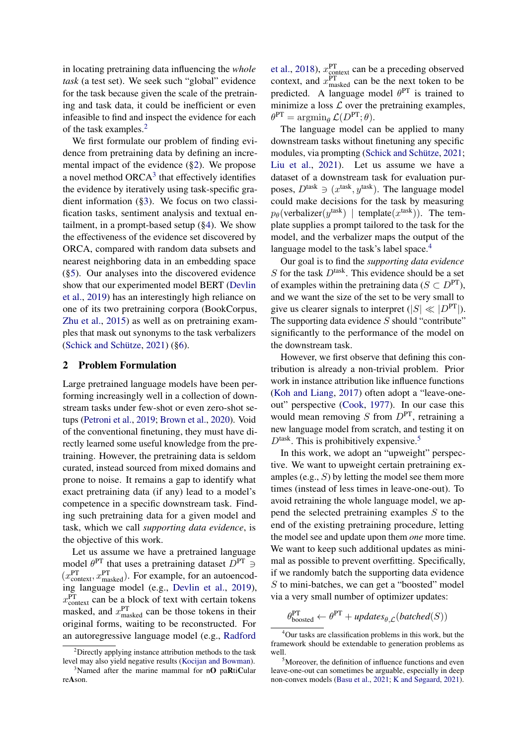in locating pretraining data influencing the *whole task* (a test set). We seek such "global" evidence for the task because given the scale of the pretraining and task data, it could be inefficient or even infeasible to find and inspect the evidence for each of the task examples.[2]

We first formulate our problem of finding evidence from pretraining data by defining an incremental impact of the evidence (§2). We propose a novel method ORCA[3] that effectively identifies the evidence by iteratively using task-specific gradient information (§3). We focus on two classification tasks, sentiment analysis and textual entailment, in a prompt-based setup (§4). We show the effectiveness of the evidence set discovered by ORCA, compared with random data subsets and nearest neighboring data in an embedding space (§5). Our analyses into the discovered evidence show that our experimented model BERT (Devlin et al., 2019) has an interestingly high reliance on one of its two pretraining corpora (BookCorpus, Zhu et al., 2015) as well as on pretraining examples that mask out synonyms to the task verbalizers (Schick and Schütze, 2021) (§6).

## 2 Problem Formulation

Large pretrained language models have been performing increasingly well in a collection of downstream tasks under few-shot or even zero-shot setups (Petroni et al., 2019; Brown et al., 2020). Void of the conventional finetuning, they must have directly learned some useful knowledge from the pretraining. However, the pretraining data is seldom curated, instead sourced from mixed domains and prone to noise. It remains a gap to identify what exact pretraining data (if any) lead to a model's competence in a specific downstream task. Finding such pretraining data for a given model and task, which we call *supporting data evidence*, is the objective of this work.

Let us assume we have a pretrained language model $\theta^{\text{PT}}$ that uses a pretraining dataset $D^{\text{PT}} \ni (x^{\text{PT}}_{\text{context}}, x^{\text{PT}}_{\text{masked}})$. For example, for an autoencoding language model (e.g., Devlin et al., 2019), $x^{\text{PT}}_{\text{context}}$ can be a block of text with certain tokens masked, and $x^{\text{PT}}_{\text{masked}}$ can be those tokens in their original forms, waiting to be reconstructed. For an autoregressive language model (e.g., Radford et al., 2018), $x^{\text{PT}}_{\text{context}}$ can be a preceding observed context, and $x^{\text{PT}}_{\text{masked}}$ can be the next token to be predicted. A language model $\theta^{\text{PT}}$ is trained to minimize a loss $\mathcal{L}$ over the pretraining examples, $\theta^{\text{PT}} = \text{argmin}_\theta\, \mathcal{L}(D^{\text{PT}}; \theta)$.

The language model can be applied to many downstream tasks without finetuning any specific modules, via prompting (Schick and Schütze, 2021; Liu et al., 2021). Let us assume we have a dataset of a downstream task for evaluation purposes, $D^{\text{task}} \ni (x^{\text{task}}, y^{\text{task}})$. The language model could make decisions for the task by measuring $p_\theta(\text{verbalizer}(y^{\text{task}}) \mid \text{template}(x^{\text{task}}))$. The template supplies a prompt tailored to the task for the model, and the verbalizer maps the output of the language model to the task's label space.[4]

Our goal is to find the *supporting data evidence* $S$ for the task $D^{\text{task}}$. This evidence should be a set of examples within the pretraining data ($S \subset D^{\text{PT}}$), and we want the size of the set to be very small to give us clearer signals to interpret ($|S| \ll |D^{\text{PT}}|$). The supporting data evidence $S$ should "contribute" significantly to the performance of the model on the downstream task.

However, we first observe that defining this contribution is already a non-trivial problem. Prior work in instance attribution like influence functions (Koh and Liang, 2017) often adopt a "leave-one-out" perspective (Cook, 1977). In our case this would mean removing $S$ from $D^{\text{PT}}$, retraining a new language model from scratch, and testing it on $D^{\text{task}}$. This is prohibitively expensive.[5]

In this work, we adopt an "upweight" perspective. We want to upweight certain pretraining examples (e.g., $S$) by letting the model see them more times (instead of less times in leave-one-out). To avoid retraining the whole language model, we append the selected pretraining examples $S$ to the end of the existing pretraining procedure, letting the model see and update upon them *one* more time. We want to keep such additional updates as minimal as possible to prevent overfitting. Specifically, if we randomly batch the supporting data evidence $S$ to mini-batches, we can get a "boosted" model via a very small number of optimizer updates:

$$\theta^{\text{PT}}_{\text{boosted}} \leftarrow \theta^{\text{PT}} + \textit{updates}_{\theta,\mathcal{L}}(\textit{batched}(S))$$

[2] Directly applying instance attribution methods to the task level may also yield negative results (Kocijan and Bowman).

[3] Named after the marine mammal for n**O** pa**R**ti**C**ular re**A**son.

[4] Our tasks are classification problems in this work, but the framework should be extendable to generation problems as well.

[5] Moreover, the definition of influence functions and even leave-one-out can sometimes be arguable, especially in deep non-convex models (Basu et al., 2021; K and Søgaard, 2021).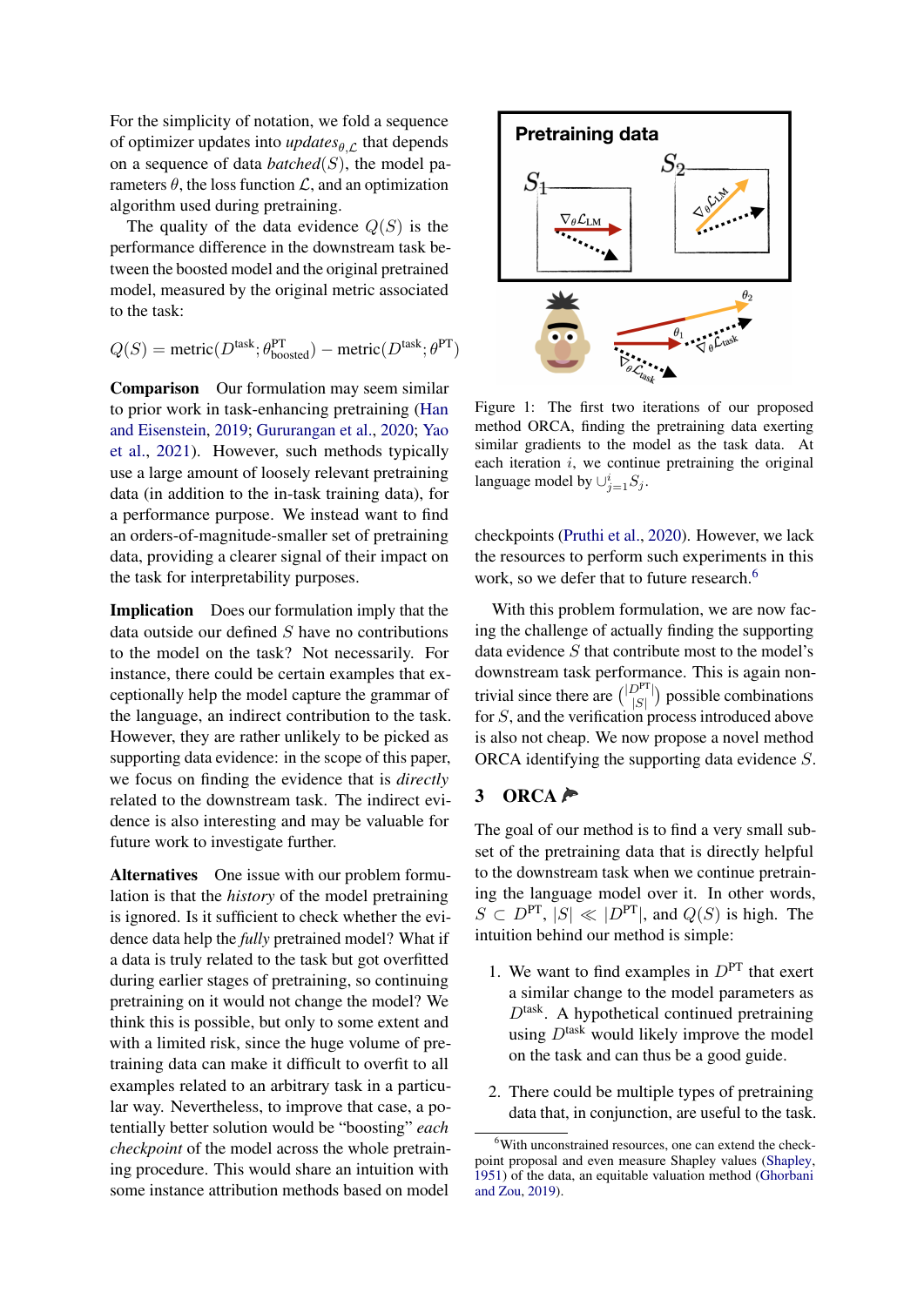For the simplicity of notation, we fold a sequence of optimizer updates into $updates_{\theta,\mathcal{L}}$ that depends on a sequence of data *batched*($S$), the model parameters $\theta$, the loss function $\mathcal{L}$, and an optimization algorithm used during pretraining.

The quality of the data evidence $Q(S)$ is the performance difference in the downstream task between the boosted model and the original pretrained model, measured by the original metric associated to the task:

$$Q(S) = \text{metric}(D^{\text{task}}; \theta^{\text{PT}}_{\text{boosted}}) - \text{metric}(D^{\text{task}}; \theta^{\text{PT}})$$

**Comparison** Our formulation may seem similar to prior work in task-enhancing pretraining (Han and Eisenstein, 2019; Gururangan et al., 2020; Yao et al., 2021). However, such methods typically use a large amount of loosely relevant pretraining data (in addition to the in-task training data), for a performance purpose. We instead want to find an orders-of-magnitude-smaller set of pretraining data, providing a clearer signal of their impact on the task for interpretability purposes.

**Implication** Does our formulation imply that the data outside our defined $S$ have no contributions to the model on the task? Not necessarily. For instance, there could be certain examples that exceptionally help the model capture the grammar of the language, an indirect contribution to the task. However, they are rather unlikely to be picked as supporting data evidence: in the scope of this paper, we focus on finding the evidence that is *directly* related to the downstream task. The indirect evidence is also interesting and may be valuable for future work to investigate further.

**Alternatives** One issue with our problem formulation is that the *history* of the model pretraining is ignored. Is it sufficient to check whether the evidence data help the *fully* pretrained model? What if a data is truly related to the task but got overfitted during earlier stages of pretraining, so continuing pretraining on it would not change the model? We think this is possible, but only to some extent and with a limited risk, since the huge volume of pretraining data can make it difficult to overfit to all examples related to an arbitrary task in a particular way. Nevertheless, to improve that case, a potentially better solution would be "boosting" *each checkpoint* of the model across the whole pretraining procedure. This would share an intuition with some instance attribution methods based on model checkpoints (Pruthi et al., 2020). However, we lack the resources to perform such experiments in this work, so we defer that to future research.[6]

Pretraining data

$S_1$ $S_2$

$\nabla_\theta \mathcal{L}_{\text{LM}}$ $\nabla_\theta \mathcal{L}_{\text{LM}}$

$\theta_1$ $\theta_2$ $\nabla_\theta \mathcal{L}_{\text{task}}$ $\nabla_\theta \mathcal{L}_{\text{task}}$

Figure 1: The first two iterations of our proposed method ORCA, finding the pretraining data exerting similar gradients to the model as the task data. At each iteration $i$, we continue pretraining the original language model by $\cup_{j=1}^{i} S_j$.

With this problem formulation, we are now facing the challenge of actually finding the supporting data evidence $S$ that contribute most to the model's downstream task performance. This is again non-trivial since there are $\binom{|D^{\text{PT}}|}{|S|}$ possible combinations for $S$, and the verification process introduced above is also not cheap. We now propose a novel method ORCA identifying the supporting data evidence $S$.

## 3 ORCA

The goal of our method is to find a very small subset of the pretraining data that is directly helpful to the downstream task when we continue pretraining the language model over it. In other words, $S \subset D^{\text{PT}}$, $|S| \ll |D^{\text{PT}}|$, and $Q(S)$ is high. The intuition behind our method is simple:

1. We want to find examples in $D^{\text{PT}}$ that exert a similar change to the model parameters as $D^{\text{task}}$. A hypothetical continued pretraining using $D^{\text{task}}$ would likely improve the model on the task and can thus be a good guide.

2. There could be multiple types of pretraining data that, in conjunction, are useful to the task.

[6] With unconstrained resources, one can extend the checkpoint proposal and even measure Shapley values (Shapley, 1951) of the data, an equitable valuation method (Ghorbani and Zou, 2019).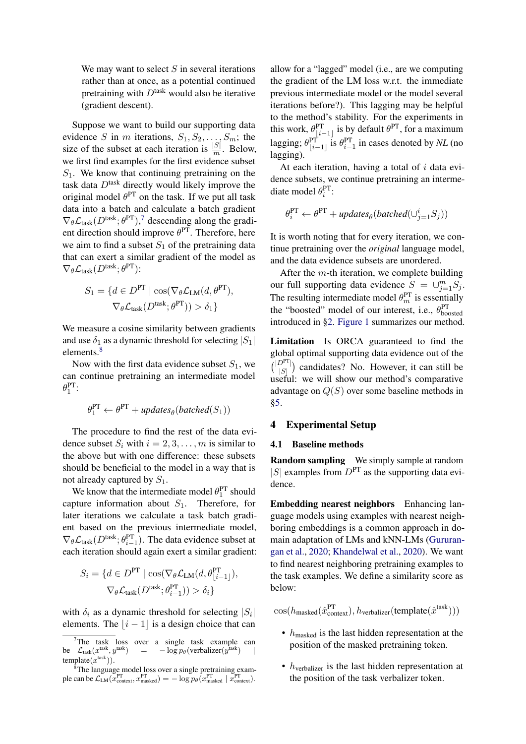> We may want to select $S$ in several iterations rather than at once, as a potential continued pretraining with $D^{\text{task}}$ would also be iterative (gradient descent).

Suppose we want to build our supporting data evidence $S$ in $m$ iterations, $S_1, S_2, \ldots, S_m$; the size of the subset at each iteration is $\frac{|S|}{m}$. Below, we first find examples for the first evidence subset $S_1$. We know that continuing pretraining on the task data $D^{\text{task}}$ directly would likely improve the original model $\theta^{\text{PT}}$ on the task. If we put all task data into a batch and calculate a batch gradient $\nabla_\theta \mathcal{L}_{\text{task}}(D^{\text{task}}; \theta^{\text{PT}})$,[7] descending along the gradient direction should improve $\theta^{\text{PT}}$. Therefore, here we aim to find a subset $S_1$ of the pretraining data that can exert a similar gradient of the model as $\nabla_\theta \mathcal{L}_{\text{task}}(D^{\text{task}}; \theta^{\text{PT}})$:

$$S_1 = \{d \in D^{\text{PT}} \mid \cos(\nabla_\theta \mathcal{L}_{\text{LM}}(d, \theta^{\text{PT}}), \nabla_\theta \mathcal{L}_{\text{task}}(D^{\text{task}}; \theta^{\text{PT}})) > \delta_1\}$$

We measure a cosine similarity between gradients and use $\delta_1$ as a dynamic threshold for selecting $|S_1|$ elements.[8]

Now with the first data evidence subset $S_1$, we can continue pretraining an intermediate model $\theta_1^{\text{PT}}$:

$$\theta_1^{\text{PT}} \leftarrow \theta^{\text{PT}} + \textit{updates}_\theta(\textit{batched}(S_1))$$

The procedure to find the rest of the data evidence subset $S_i$ with $i = 2, 3, \ldots, m$ is similar to the above but with one difference: these subsets should be beneficial to the model in a way that is not already captured by $S_1$.

We know that the intermediate model $\theta_1^{\text{PT}}$ should capture information about $S_1$. Therefore, for later iterations we calculate a task batch gradient based on the previous intermediate model, $\nabla_\theta \mathcal{L}_{\text{task}}(D^{\text{task}}; \theta_{i-1}^{\text{PT}})$. The data evidence subset at each iteration should again exert a similar gradient:

$$S_i = \{d \in D^{\text{PT}} \mid \cos(\nabla_\theta \mathcal{L}_{\text{LM}}(d, \theta_{\lfloor i-1 \rfloor}^{\text{PT}}), \nabla_\theta \mathcal{L}_{\text{task}}(D^{\text{task}}; \theta_{i-1}^{\text{PT}})) > \delta_i\}$$

with $\delta_i$ as a dynamic threshold for selecting $|S_i|$ elements. The $\lfloor i-1 \rfloor$ is a design choice that can allow for a "lagged" model (i.e., are we computing the gradient of the LM loss w.r.t. the immediate previous intermediate model or the model several iterations before?). This lagging may be helpful to the method's stability. For the experiments in this work, $\theta_{\lfloor i-1 \rfloor}^{\text{PT}}$ is by default $\theta^{\text{PT}}$, for a maximum lagging; $\theta_{\lfloor i-1 \rfloor}^{\text{PT}}$ is $\theta_{i-1}^{\text{PT}}$ in cases denoted by *NL* (no lagging).

At each iteration, having a total of $i$ data evidence subsets, we continue pretraining an intermediate model $\theta_i^{\text{PT}}$:

$$\theta_i^{\text{PT}} \leftarrow \theta^{\text{PT}} + \textit{updates}_\theta(\textit{batched}(\cup_{j=1}^{i} S_j))$$

It is worth noting that for every iteration, we continue pretraining over the *original* language model, and the data evidence subsets are unordered.

After the $m$-th iteration, we complete building our full supporting data evidence $S = \cup_{j=1}^{m} S_j$. The resulting intermediate model $\theta_m^{\text{PT}}$ is essentially the "boosted" model of our interest, i.e., $\theta_{\text{boosted}}^{\text{PT}}$ introduced in §2. Figure 1 summarizes our method.

**Limitation** Is ORCA guaranteed to find the global optimal supporting data evidence out of the $\binom{|D^{\text{PT}}|}{|S|}$ candidates? No. However, it can still be useful: we will show our method's comparative advantage on $Q(S)$ over some baseline methods in §5.

## 4 Experimental Setup

### 4.1 Baseline methods

**Random sampling** We simply sample at random $|S|$ examples from $D^{\text{PT}}$ as the supporting data evidence.

**Embedding nearest neighbors** Enhancing language models using examples with nearest neighboring embeddings is a common approach in domain adaptation of LMs and kNN-LMs (Gururangan et al., 2020; Khandelwal et al., 2020). We want to find nearest neighboring pretraining examples to the task examples. We define a similarity score as below:

$$\cos(h_{\text{masked}}(\hat{x}_{\text{context}}^{\text{PT}}), h_{\text{verbalizer}}(\text{template}(\hat{x}^{\text{task}})))$$

- $h_{\text{masked}}$ is the last hidden representation at the position of the masked pretraining token.
- $h_{\text{verbalizer}}$ is the last hidden representation at the position of the task verbalizer token.

---

[7] The task loss over a single task example can be $\mathcal{L}_{\text{task}}(x^{\text{task}}, y^{\text{task}}) = -\log p_\theta(\text{verbalizer}(y^{\text{task}}) \mid \text{template}(x^{\text{task}}))$.

[8] The language model loss over a single pretraining example can be $\mathcal{L}_{\text{LM}}(x_{\text{context}}^{\text{PT}}, x_{\text{masked}}^{\text{PT}}) = -\log p_\theta(x_{\text{masked}}^{\text{PT}} \mid x_{\text{context}}^{\text{PT}})$.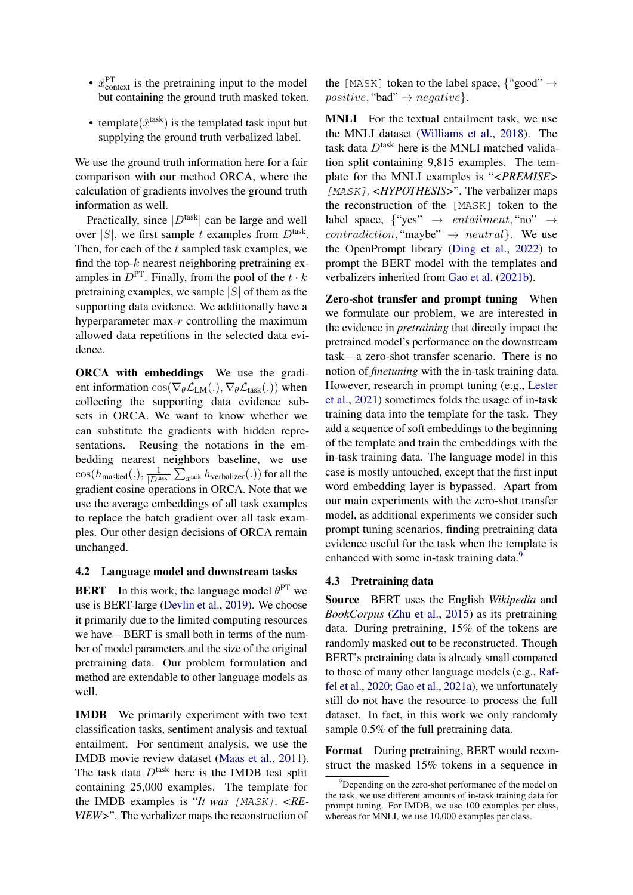- $\hat{x}^{\text{PT}}_{\text{context}}$ is the pretraining input to the model but containing the ground truth masked token.
- template($\hat{x}^{\text{task}}$) is the templated task input but supplying the ground truth verbalized label.

We use the ground truth information here for a fair comparison with our method ORCA, where the calculation of gradients involves the ground truth information as well.

Practically, since $|D^{\text{task}}|$ can be large and well over $|S|$, we first sample $t$ examples from $D^{\text{task}}$. Then, for each of the $t$ sampled task examples, we find the top-$k$ nearest neighboring pretraining examples in $D^{\text{PT}}$. Finally, from the pool of the $t \cdot k$ pretraining examples, we sample $|S|$ of them as the supporting data evidence. We additionally have a hyperparameter max-$r$ controlling the maximum allowed data repetitions in the selected data evidence.

**ORCA with embeddings** We use the gradient information $\cos(\nabla_\theta \mathcal{L}_{\text{LM}}(.), \nabla_\theta \mathcal{L}_{\text{task}}(.))$ when collecting the supporting data evidence subsets in ORCA. We want to know whether we can substitute the gradients with hidden representations. Reusing the notations in the embedding nearest neighbors baseline, we use $\cos(h_{\text{masked}}(.), \frac{1}{|D^{\text{task}}|}\sum_{x^{\text{task}}} h_{\text{verbalizer}}(.))$ for all the gradient cosine operations in ORCA. Note that we use the average embeddings of all task examples to replace the batch gradient over all task examples. Our other design decisions of ORCA remain unchanged.

### 4.2 Language model and downstream tasks

**BERT** In this work, the language model $\theta^{\text{PT}}$ we use is BERT-large (Devlin et al., 2019). We choose it primarily due to the limited computing resources we have—BERT is small both in terms of the number of model parameters and the size of the original pretraining data. Our problem formulation and method are extendable to other language models as well.

**IMDB** We primarily experiment with two text classification tasks, sentiment analysis and textual entailment. For sentiment analysis, we use the IMDB movie review dataset (Maas et al., 2011). The task data $D^{\text{task}}$ here is the IMDB test split containing 25,000 examples. The template for the IMDB examples is "*It was* `[MASK]`. *<REVIEW>*". The verbalizer maps the reconstruction of the `[MASK]` token to the label space, {"good" $\rightarrow$ $positive$, "bad" $\rightarrow$ $negative$}.

**MNLI** For the textual entailment task, we use the MNLI dataset (Williams et al., 2018). The task data $D^{\text{task}}$ here is the MNLI matched validation split containing 9,815 examples. The template for the MNLI examples is "*<PREMISE>* `[MASK]`, *<HYPOTHESIS>*". The verbalizer maps the reconstruction of the `[MASK]` token to the label space, {"yes" $\rightarrow$ $entailment$, "no" $\rightarrow$ $contradiction$, "maybe" $\rightarrow$ $neutral$}. We use the OpenPrompt library (Ding et al., 2022) to prompt the BERT model with the templates and verbalizers inherited from Gao et al. (2021b).

**Zero-shot transfer and prompt tuning** When we formulate our problem, we are interested in the evidence in *pretraining* that directly impact the pretrained model's performance on the downstream task—a zero-shot transfer scenario. There is no notion of *finetuning* with the in-task training data. However, research in prompt tuning (e.g., Lester et al., 2021) sometimes folds the usage of in-task training data into the template for the task. They add a sequence of soft embeddings to the beginning of the template and train the embeddings with the in-task training data. The language model in this case is mostly untouched, except that the first input word embedding layer is bypassed. Apart from our main experiments with the zero-shot transfer model, as additional experiments we consider such prompt tuning scenarios, finding pretraining data evidence useful for the task when the template is enhanced with some in-task training data.[9]

### 4.3 Pretraining data

**Source** BERT uses the English *Wikipedia* and *BookCorpus* (Zhu et al., 2015) as its pretraining data. During pretraining, 15% of the tokens are randomly masked out to be reconstructed. Though BERT's pretraining data is already small compared to those of many other language models (e.g., Raffel et al., 2020; Gao et al., 2021a), we unfortunately still do not have the resource to process the full dataset. In fact, in this work we only randomly sample 0.5% of the full pretraining data.

**Format** During pretraining, BERT would reconstruct the masked 15% tokens in a sequence in

[9] Depending on the zero-shot performance of the model on the task, we use different amounts of in-task training data for prompt tuning. For IMDB, we use 100 examples per class, whereas for MNLI, we use 10,000 examples per class.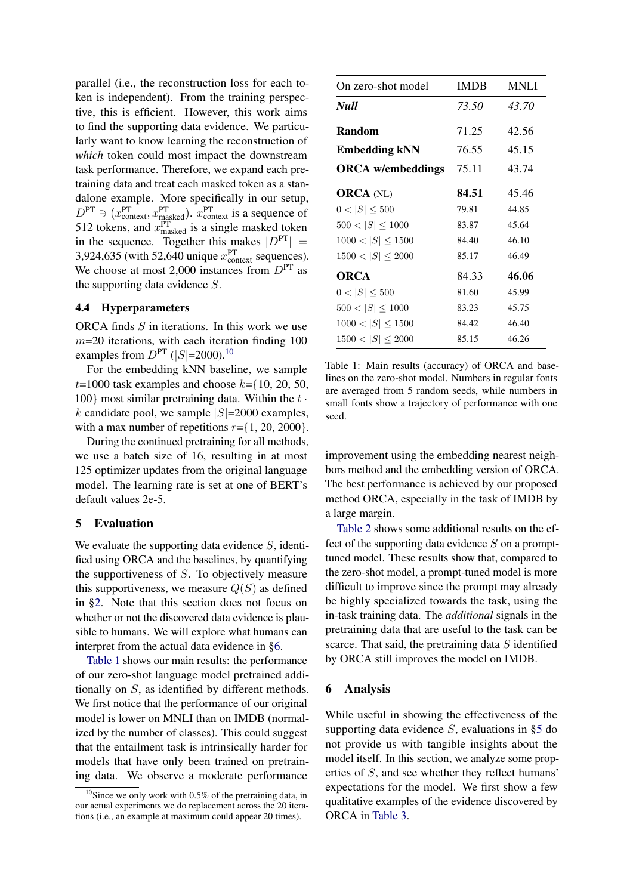parallel (i.e., the reconstruction loss for each token is independent). From the training perspective, this is efficient. However, this work aims to find the supporting data evidence. We particularly want to know learning the reconstruction of *which* token could most impact the downstream task performance. Therefore, we expand each pretraining data and treat each masked token as a standalone example. More specifically in our setup, $D^{\text{PT}} \ni (x^{\text{PT}}_{\text{context}}, x^{\text{PT}}_{\text{masked}})$. $x^{\text{PT}}_{\text{context}}$ is a sequence of 512 tokens, and $x^{\text{PT}}_{\text{masked}}$ is a single masked token in the sequence. Together this makes $|D^{\text{PT}}| =$ 3,924,635 (with 52,640 unique $x^{\text{PT}}_{\text{context}}$ sequences). We choose at most 2,000 instances from $D^{\text{PT}}$ as the supporting data evidence $S$.

### 4.4 Hyperparameters

ORCA finds $S$ in iterations. In this work we use $m$=20 iterations, with each iteration finding 100 examples from $D^{\text{PT}}$ ($|S|$=2000).[10]

For the embedding kNN baseline, we sample $t$=1000 task examples and choose $k$={10, 20, 50, 100} most similar pretraining data. Within the $t \cdot k$ candidate pool, we sample $|S|$=2000 examples, with a max number of repetitions $r$={1, 20, 2000}.

During the continued pretraining for all methods, we use a batch size of 16, resulting in at most 125 optimizer updates from the original language model. The learning rate is set at one of BERT's default values 2e-5.

## 5 Evaluation

We evaluate the supporting data evidence $S$, identified using ORCA and the baselines, by quantifying the supportiveness of $S$. To objectively measure this supportiveness, we measure $Q(S)$ as defined in §2. Note that this section does not focus on whether or not the discovered data evidence is plausible to humans. We will explore what humans can interpret from the actual data evidence in §6.

Table 1 shows our main results: the performance of our zero-shot language model pretrained additionally on $S$, as identified by different methods. We first notice that the performance of our original model is lower on MNLI than on IMDB (normalized by the number of classes). This could suggest that the entailment task is intrinsically harder for models that have only been trained on pretraining data. We observe a moderate performance improvement using the embedding nearest neighbors method and the embedding version of ORCA. The best performance is achieved by our proposed method ORCA, especially in the task of IMDB by a large margin.

| On zero-shot model | IMDB | MNLI |
|---|---|---|
| ***Null*** | *73.50* | *43.70* |
| **Random** | 71.25 | 42.56 |
| **Embedding kNN** | 76.55 | 45.15 |
| **ORCA w/embeddings** | 75.11 | 43.74 |
| **ORCA** (NL) | **84.51** | 45.46 |
| $0 < \|S\| \leq 500$ | 79.81 | 44.85 |
| $500 < \|S\| \leq 1000$ | 83.87 | 45.64 |
| $1000 < \|S\| \leq 1500$ | 84.40 | 46.10 |
| $1500 < \|S\| \leq 2000$ | 85.17 | 46.49 |
| **ORCA** | 84.33 | **46.06** |
| $0 < \|S\| \leq 500$ | 81.60 | 45.99 |
| $500 < \|S\| \leq 1000$ | 83.23 | 45.75 |
| $1000 < \|S\| \leq 1500$ | 84.42 | 46.40 |
| $1500 < \|S\| \leq 2000$ | 85.15 | 46.26 |

Table 1: Main results (accuracy) of ORCA and baselines on the zero-shot model. Numbers in regular fonts are averaged from 5 random seeds, while numbers in small fonts show a trajectory of performance with one seed.

Table 2 shows some additional results on the effect of the supporting data evidence $S$ on a prompt-tuned model. These results show that, compared to the zero-shot model, a prompt-tuned model is more difficult to improve since the prompt may already be highly specialized towards the task, using the in-task training data. The *additional* signals in the pretraining data that are useful to the task can be scarce. That said, the pretraining data $S$ identified by ORCA still improves the model on IMDB.

## 6 Analysis

While useful in showing the effectiveness of the supporting data evidence $S$, evaluations in §5 do not provide us with tangible insights about the model itself. In this section, we analyze some properties of $S$, and see whether they reflect humans' expectations for the model. We first show a few qualitative examples of the evidence discovered by ORCA in Table 3.

[10] Since we only work with 0.5% of the pretraining data, in our actual experiments we do replacement across the 20 iterations (i.e., an example at maximum could appear 20 times).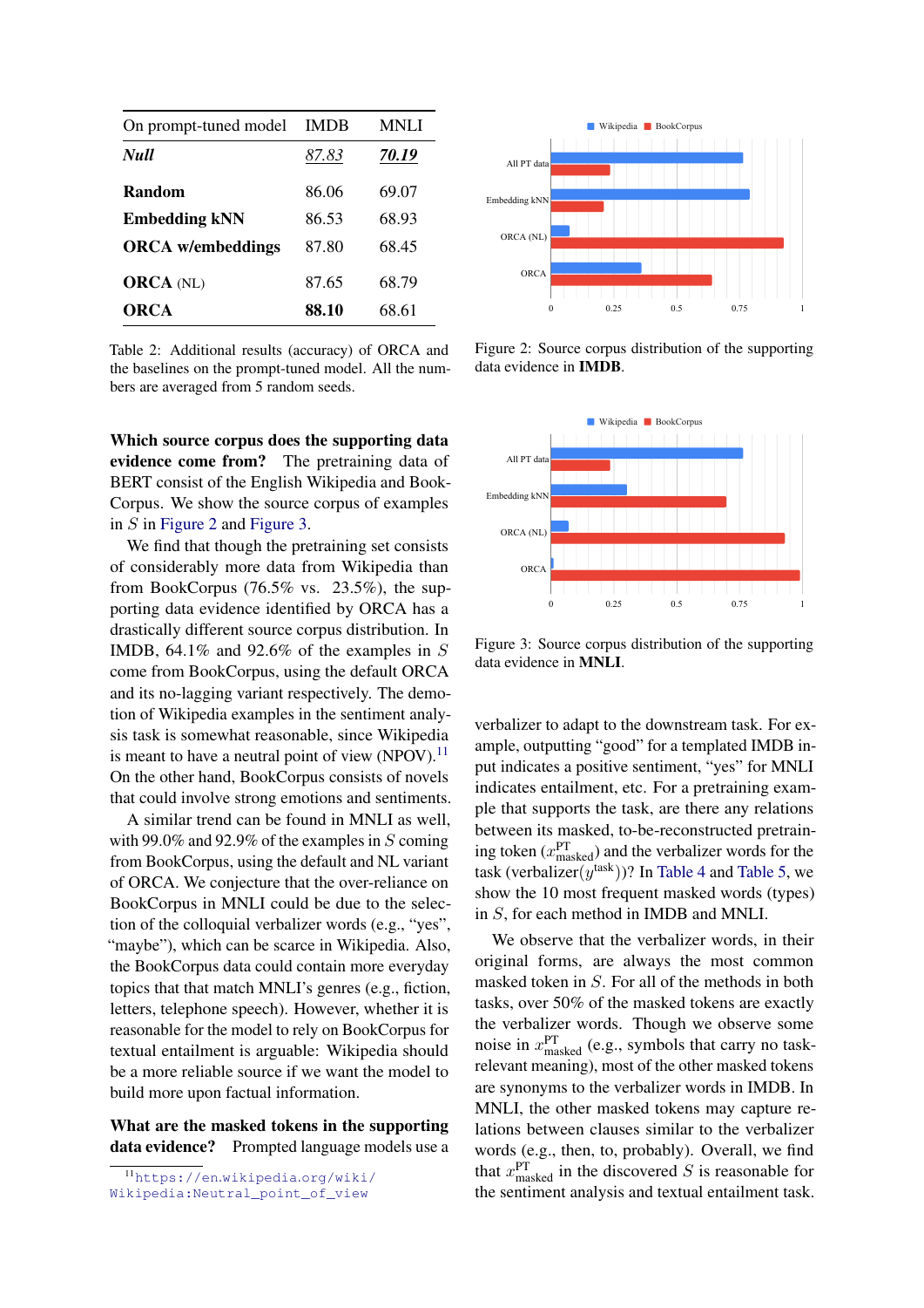| On prompt-tuned model | IMDB | MNLI |
|---|---|---|
| ***Null*** | *87.83* | ***70.19*** |
| **Random** | 86.06 | 69.07 |
| **Embedding kNN** | 86.53 | 68.93 |
| **ORCA w/embeddings** | 87.80 | 68.45 |
| **ORCA** (NL) | 87.65 | 68.79 |
| **ORCA** | **88.10** | 68.61 |

Table 2: Additional results (accuracy) of ORCA and the baselines on the prompt-tuned model. All the numbers are averaged from 5 random seeds.

Wikipedia
BookCorpus
All PT data
Embedding kNN
ORCA (NL)
ORCA
0
0.25
0.5
0.75
1

Figure 2: Source corpus distribution of the supporting data evidence in **IMDB**.

Wikipedia
BookCorpus
All PT data
Embedding kNN
ORCA (NL)
ORCA
0
0.25
0.5
0.75
1

Figure 3: Source corpus distribution of the supporting data evidence in **MNLI**.

**Which source corpus does the supporting data evidence come from?** The pretraining data of BERT consist of the English Wikipedia and BookCorpus. We show the source corpus of examples in $S$ in Figure 2 and Figure 3.

We find that though the pretraining set consists of considerably more data from Wikipedia than from BookCorpus (76.5% vs. 23.5%), the supporting data evidence identified by ORCA has a drastically different source corpus distribution. In IMDB, 64.1% and 92.6% of the examples in $S$ come from BookCorpus, using the default ORCA and its no-lagging variant respectively. The demotion of Wikipedia examples in the sentiment analysis task is somewhat reasonable, since Wikipedia is meant to have a neutral point of view (NPOV).[11] On the other hand, BookCorpus consists of novels that could involve strong emotions and sentiments.

A similar trend can be found in MNLI as well, with 99.0% and 92.9% of the examples in $S$ coming from BookCorpus, using the default and NL variant of ORCA. We conjecture that the over-reliance on BookCorpus in MNLI could be due to the selection of the colloquial verbalizer words (e.g., "yes", "maybe"), which can be scarce in Wikipedia. Also, the BookCorpus data could contain more everyday topics that that match MNLI's genres (e.g., fiction, letters, telephone speech). However, whether it is reasonable for the model to rely on BookCorpus for textual entailment is arguable: Wikipedia should be a more reliable source if we want the model to build more upon factual information.

**What are the masked tokens in the supporting data evidence?** Prompted language models use a verbalizer to adapt to the downstream task. For example, outputting "good" for a templated IMDB input indicates a positive sentiment, "yes" for MNLI indicates entailment, etc. For a pretraining example that supports the task, are there any relations between its masked, to-be-reconstructed pretraining token ($x^{\text{PT}}_{\text{masked}}$) and the verbalizer words for the task (verbalizer($y^{\text{task}}$))? In Table 4 and Table 5, we show the 10 most frequent masked words (types) in $S$, for each method in IMDB and MNLI.

We observe that the verbalizer words, in their original forms, are always the most common masked token in $S$. For all of the methods in both tasks, over 50% of the masked tokens are exactly the verbalizer words. Though we observe some noise in $x^{\text{PT}}_{\text{masked}}$ (e.g., symbols that carry no task-relevant meaning), most of the other masked tokens are synonyms to the verbalizer words in IMDB. In MNLI, the other masked tokens may capture relations between clauses similar to the verbalizer words (e.g., then, to, probably). Overall, we find that $x^{\text{PT}}_{\text{masked}}$ in the discovered $S$ is reasonable for the sentiment analysis and textual entailment task.

[11] https://en.wikipedia.org/wiki/Wikipedia:Neutral_point_of_view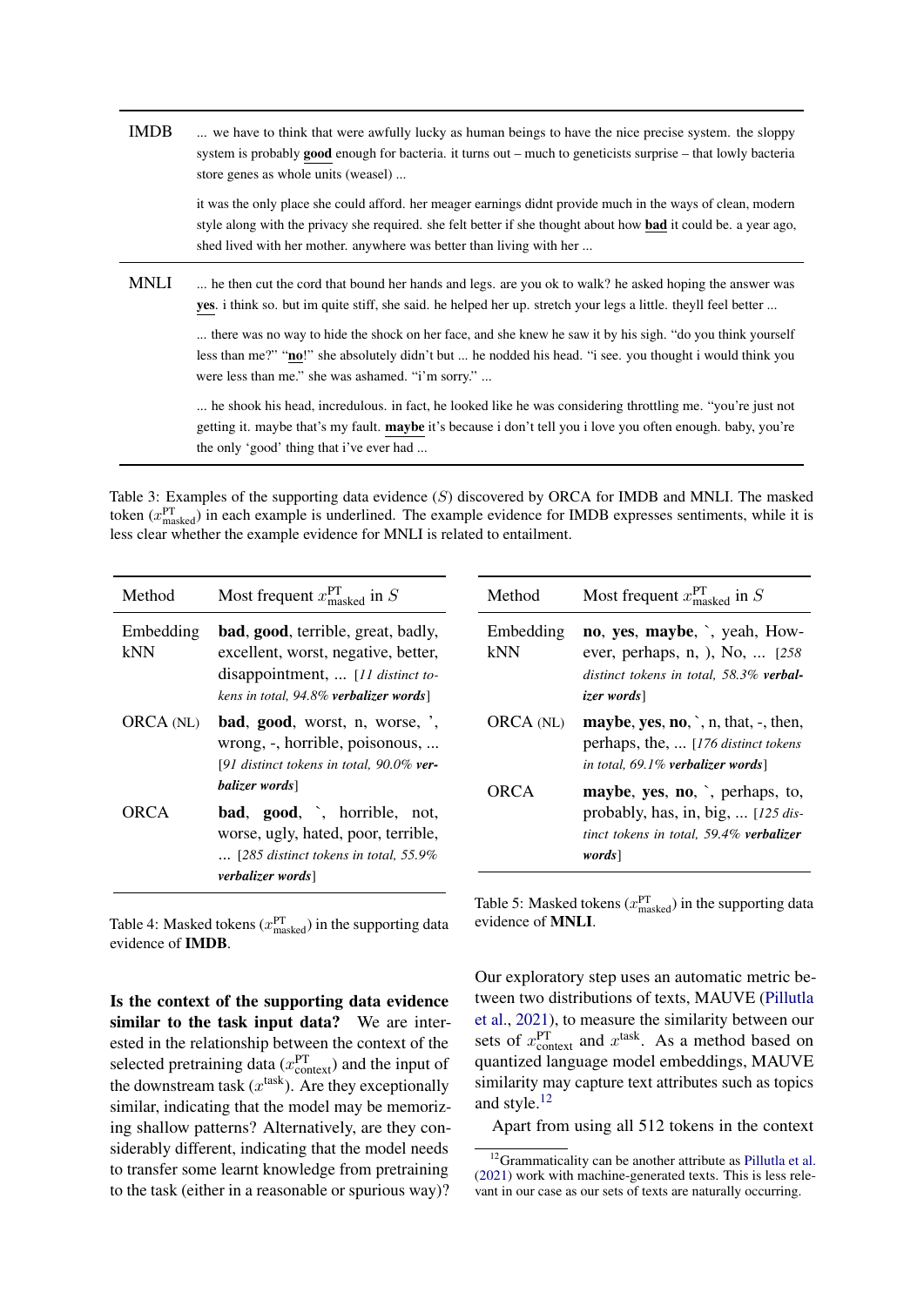| | |
|---|---|
| IMDB | ... we have to think that were awfully lucky as human beings to have the nice precise system. the sloppy system is probably **good** enough for bacteria. it turns out – much to geneticists surprise – that lowly bacteria store genes as whole units (weasel) ... |
| | it was the only place she could afford. her meager earnings didnt provide much in the ways of clean, modern style along with the privacy she required. she felt better if she thought about how **bad** it could be. a year ago, shed lived with her mother. anywhere was better than living with her ... |
| MNLI | ... he then cut the cord that bound her hands and legs. are you ok to walk? he asked hoping the answer was **yes**. i think so. but im quite stiff, she said. he helped her up. stretch your legs a little. theyll feel better ... |
| | ... there was no way to hide the shock on her face, and she knew he saw it by his sigh. "do you think yourself less than me?" "**no**!" she absolutely didn't but ... he nodded his head. "i see. you thought i would think you were less than me." she was ashamed. "i'm sorry." ... |
| | ... he shook his head, incredulous. in fact, he looked like he was considering throttling me. "you're just not getting it. maybe that's my fault. **maybe** it's because i don't tell you i love you often enough. baby, you're the only 'good' thing that i've ever had ... |

Table 3: Examples of the supporting data evidence ($S$) discovered by ORCA for IMDB and MNLI. The masked token ($x^{\text{PT}}_{\text{masked}}$) in each example is underlined. The example evidence for IMDB expresses sentiments, while it is less clear whether the example evidence for MNLI is related to entailment.

| Method | Most frequent $x^{\text{PT}}_{\text{masked}}$ in $S$ |
|---|---|
| Embedding kNN | **bad**, **good**, terrible, great, badly, excellent, worst, negative, better, disappointment, ... [*11 distinct tokens in total, 94.8%* ***verbalizer words***] |
| ORCA (NL) | **bad**, **good**, worst, n, worse, ', wrong, -, horrible, poisonous, ... [*91 distinct tokens in total, 90.0%* ***verbalizer words***] |
| ORCA | **bad**, **good**, `, horrible, not, worse, ugly, hated, poor, terrible, ... [*285 distinct tokens in total, 55.9%* ***verbalizer words***] |

Table 4: Masked tokens ($x^{\text{PT}}_{\text{masked}}$) in the supporting data evidence of **IMDB**.

| Method | Most frequent $x^{\text{PT}}_{\text{masked}}$ in $S$ |
|---|---|
| Embedding kNN | **no**, **yes**, **maybe**, `, yeah, However, perhaps, n, ), No, ... [*258 distinct tokens in total, 58.3%* ***verbalizer words***] |
| ORCA (NL) | **maybe**, **yes**, **no**, `, n, that, -, then, perhaps, the, ... [*176 distinct tokens in total, 69.1%* ***verbalizer words***] |
| ORCA | **maybe**, **yes**, **no**, `, perhaps, to, probably, has, in, big, ... [*125 distinct tokens in total, 59.4%* ***verbalizer words***] |

Table 5: Masked tokens ($x^{\text{PT}}_{\text{masked}}$) in the supporting data evidence of **MNLI**.

**Is the context of the supporting data evidence similar to the task input data?** We are interested in the relationship between the context of the selected pretraining data ($x^{\text{PT}}_{\text{context}}$) and the input of the downstream task ($x^{\text{task}}$). Are they exceptionally similar, indicating that the model may be memorizing shallow patterns? Alternatively, are they considerably different, indicating that the model needs to transfer some learnt knowledge from pretraining to the task (either in a reasonable or spurious way)?

Our exploratory step uses an automatic metric between two distributions of texts, MAUVE (Pillutla et al., 2021), to measure the similarity between our sets of $x^{\text{PT}}_{\text{context}}$ and $x^{\text{task}}$. As a method based on quantized language model embeddings, MAUVE similarity may capture text attributes such as topics and style.[12]

Apart from using all 512 tokens in the context

[12] Grammaticality can be another attribute as Pillutla et al. (2021) work with machine-generated texts. This is less relevant in our case as our sets of texts are naturally occurring.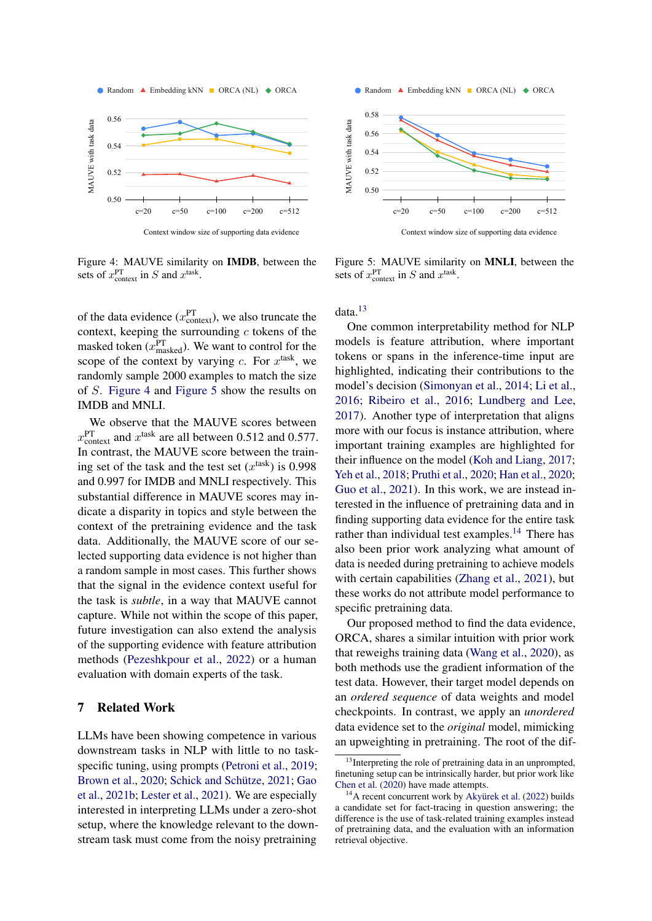Random ▲ Embedding kNN ■ ORCA (NL) ◆ ORCA

MAUVE with task data

0.56
0.54
0.52
0.50

c=20 c=50 c=100 c=200 c=512

Context window size of supporting data evidence

Figure 4: MAUVE similarity on **IMDB**, between the sets of $x^{\text{PT}}_{\text{context}}$ in $S$ and $x^{\text{task}}$.

Random ▲ Embedding kNN ■ ORCA (NL) ◆ ORCA

MAUVE with task data

0.58
0.56
0.54
0.52
0.50

c=20 c=50 c=100 c=200 c=512

Context window size of supporting data evidence

Figure 5: MAUVE similarity on **MNLI**, between the sets of $x^{\text{PT}}_{\text{context}}$ in $S$ and $x^{\text{task}}$.

of the data evidence ($x^{\text{PT}}_{\text{context}}$), we also truncate the context, keeping the surrounding $c$ tokens of the masked token ($x^{\text{PT}}_{\text{masked}}$). We want to control for the scope of the context by varying $c$. For $x^{\text{task}}$, we randomly sample 2000 examples to match the size of $S$. Figure 4 and Figure 5 show the results on IMDB and MNLI.

We observe that the MAUVE scores between $x^{\text{PT}}_{\text{context}}$ and $x^{\text{task}}$ are all between 0.512 and 0.577. In contrast, the MAUVE score between the training set of the task and the test set ($x^{\text{task}}$) is 0.998 and 0.997 for IMDB and MNLI respectively. This substantial difference in MAUVE scores may indicate a disparity in topics and style between the context of the pretraining evidence and the task data. Additionally, the MAUVE score of our selected supporting data evidence is not higher than a random sample in most cases. This further shows that the signal in the evidence context useful for the task is *subtle*, in a way that MAUVE cannot capture. While not within the scope of this paper, future investigation can also extend the analysis of the supporting evidence with feature attribution methods (Pezeshkpour et al., 2022) or a human evaluation with domain experts of the task.

## 7 Related Work

LLMs have been showing competence in various downstream tasks in NLP with little to no task-specific tuning, using prompts (Petroni et al., 2019; Brown et al., 2020; Schick and Schütze, 2021; Gao et al., 2021b; Lester et al., 2021). We are especially interested in interpreting LLMs under a zero-shot setup, where the knowledge relevant to the downstream task must come from the noisy pretraining data.[13]

One common interpretability method for NLP models is feature attribution, where important tokens or spans in the inference-time input are highlighted, indicating their contributions to the model's decision (Simonyan et al., 2014; Li et al., 2016; Ribeiro et al., 2016; Lundberg and Lee, 2017). Another type of interpretation that aligns more with our focus is instance attribution, where important training examples are highlighted for their influence on the model (Koh and Liang, 2017; Yeh et al., 2018; Pruthi et al., 2020; Han et al., 2020; Guo et al., 2021). In this work, we are instead interested in the influence of pretraining data and in finding supporting data evidence for the entire task rather than individual test examples.[14] There has also been prior work analyzing what amount of data is needed during pretraining to achieve models with certain capabilities (Zhang et al., 2021), but these works do not attribute model performance to specific pretraining data.

Our proposed method to find the data evidence, ORCA, shares a similar intuition with prior work that reweighs training data (Wang et al., 2020), as both methods use the gradient information of the test data. However, their target model depends on an *ordered sequence* of data weights and model checkpoints. In contrast, we apply an *unordered* data evidence set to the *original* model, mimicking an upweighting in pretraining. The root of the dif-

[13] Interpreting the role of pretraining data in an unprompted, finetuning setup can be intrinsically harder, but prior work like Chen et al. (2020) have made attempts.

[14] A recent concurrent work by Akyürek et al. (2022) builds a candidate set for fact-tracing in question answering; the difference is the use of task-related training examples instead of pretraining data, and the evaluation with an information retrieval objective.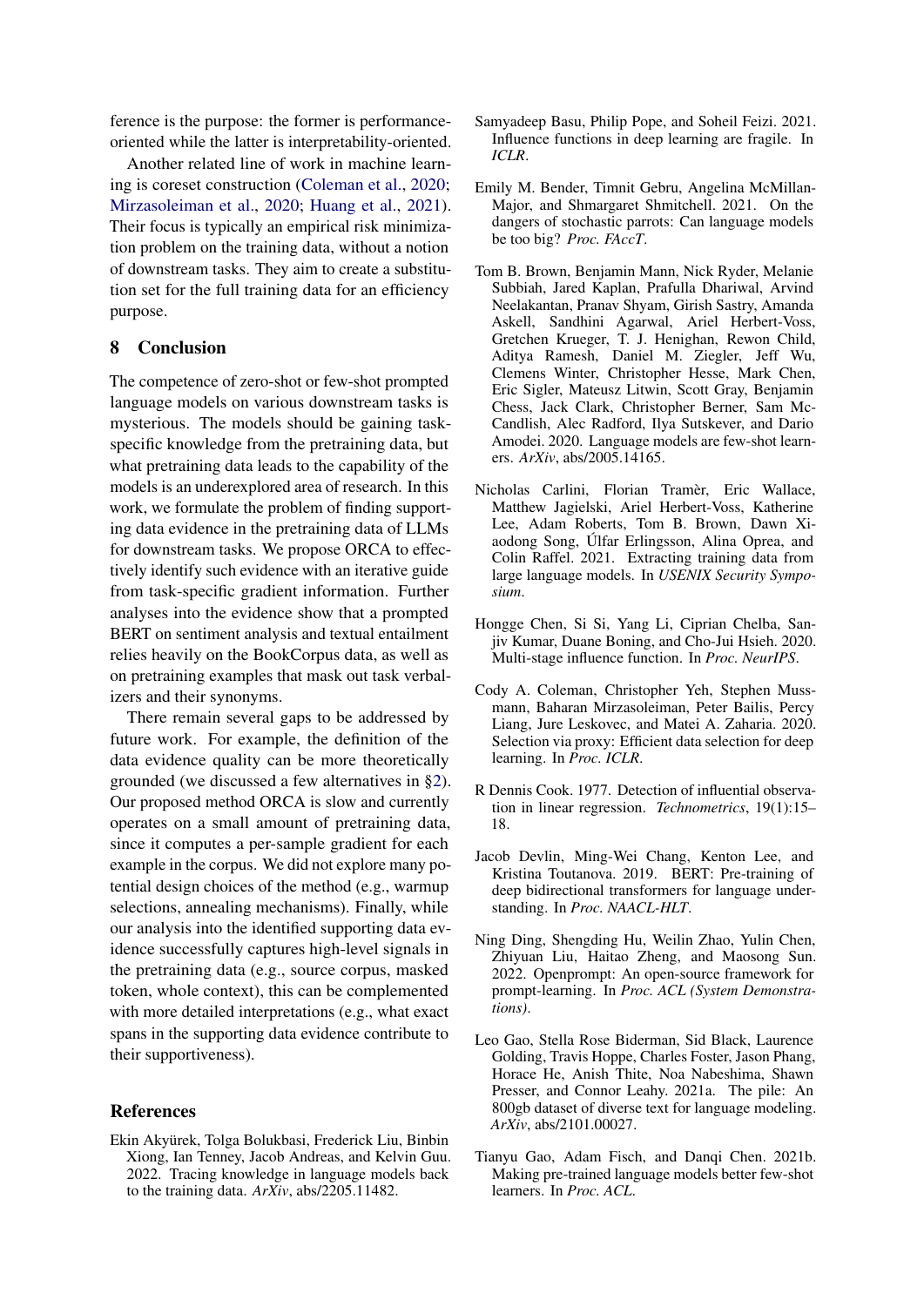ference is the purpose: the former is performance-oriented while the latter is interpretability-oriented.

Another related line of work in machine learning is coreset construction (Coleman et al., 2020; Mirzasoleiman et al., 2020; Huang et al., 2021). Their focus is typically an empirical risk minimization problem on the training data, without a notion of downstream tasks. They aim to create a substitution set for the full training data for an efficiency purpose.

## 8 Conclusion

The competence of zero-shot or few-shot prompted language models on various downstream tasks is mysterious. The models should be gaining task-specific knowledge from the pretraining data, but what pretraining data leads to the capability of the models is an underexplored area of research. In this work, we formulate the problem of finding supporting data evidence in the pretraining data of LLMs for downstream tasks. We propose ORCA to effectively identify such evidence with an iterative guide from task-specific gradient information. Further analyses into the evidence show that a prompted BERT on sentiment analysis and textual entailment relies heavily on the BookCorpus data, as well as on pretraining examples that mask out task verbalizers and their synonyms.

There remain several gaps to be addressed by future work. For example, the definition of the data evidence quality can be more theoretically grounded (we discussed a few alternatives in §2). Our proposed method ORCA is slow and currently operates on a small amount of pretraining data, since it computes a per-sample gradient for each example in the corpus. We did not explore many potential design choices of the method (e.g., warmup selections, annealing mechanisms). Finally, while our analysis into the identified supporting data evidence successfully captures high-level signals in the pretraining data (e.g., source corpus, masked token, whole context), this can be complemented with more detailed interpretations (e.g., what exact spans in the supporting data evidence contribute to their supportiveness).

## References

Ekin Akyürek, Tolga Bolukbasi, Frederick Liu, Binbin Xiong, Ian Tenney, Jacob Andreas, and Kelvin Guu. 2022. Tracing knowledge in language models back to the training data. *ArXiv*, abs/2205.11482.

Samyadeep Basu, Philip Pope, and Soheil Feizi. 2021. Influence functions in deep learning are fragile. In *ICLR*.

Emily M. Bender, Timnit Gebru, Angelina McMillan-Major, and Shmargaret Shmitchell. 2021. On the dangers of stochastic parrots: Can language models be too big? *Proc. FAccT*.

Tom B. Brown, Benjamin Mann, Nick Ryder, Melanie Subbiah, Jared Kaplan, Prafulla Dhariwal, Arvind Neelakantan, Pranav Shyam, Girish Sastry, Amanda Askell, Sandhini Agarwal, Ariel Herbert-Voss, Gretchen Krueger, T. J. Henighan, Rewon Child, Aditya Ramesh, Daniel M. Ziegler, Jeff Wu, Clemens Winter, Christopher Hesse, Mark Chen, Eric Sigler, Mateusz Litwin, Scott Gray, Benjamin Chess, Jack Clark, Christopher Berner, Sam McCandlish, Alec Radford, Ilya Sutskever, and Dario Amodei. 2020. Language models are few-shot learners. *ArXiv*, abs/2005.14165.

Nicholas Carlini, Florian Tramèr, Eric Wallace, Matthew Jagielski, Ariel Herbert-Voss, Katherine Lee, Adam Roberts, Tom B. Brown, Dawn Xiaodong Song, Úlfar Erlingsson, Alina Oprea, and Colin Raffel. 2021. Extracting training data from large language models. In *USENIX Security Symposium*.

Hongge Chen, Si Si, Yang Li, Ciprian Chelba, Sanjiv Kumar, Duane Boning, and Cho-Jui Hsieh. 2020. Multi-stage influence function. In *Proc. NeurIPS*.

Cody A. Coleman, Christopher Yeh, Stephen Mussmann, Baharan Mirzasoleiman, Peter Bailis, Percy Liang, Jure Leskovec, and Matei A. Zaharia. 2020. Selection via proxy: Efficient data selection for deep learning. In *Proc. ICLR*.

R Dennis Cook. 1977. Detection of influential observation in linear regression. *Technometrics*, 19(1):15–18.

Jacob Devlin, Ming-Wei Chang, Kenton Lee, and Kristina Toutanova. 2019. BERT: Pre-training of deep bidirectional transformers for language understanding. In *Proc. NAACL-HLT*.

Ning Ding, Shengding Hu, Weilin Zhao, Yulin Chen, Zhiyuan Liu, Haitao Zheng, and Maosong Sun. 2022. Openprompt: An open-source framework for prompt-learning. In *Proc. ACL (System Demonstrations)*.

Leo Gao, Stella Rose Biderman, Sid Black, Laurence Golding, Travis Hoppe, Charles Foster, Jason Phang, Horace He, Anish Thite, Noa Nabeshima, Shawn Presser, and Connor Leahy. 2021a. The pile: An 800gb dataset of diverse text for language modeling. *ArXiv*, abs/2101.00027.

Tianyu Gao, Adam Fisch, and Danqi Chen. 2021b. Making pre-trained language models better few-shot learners. In *Proc. ACL*.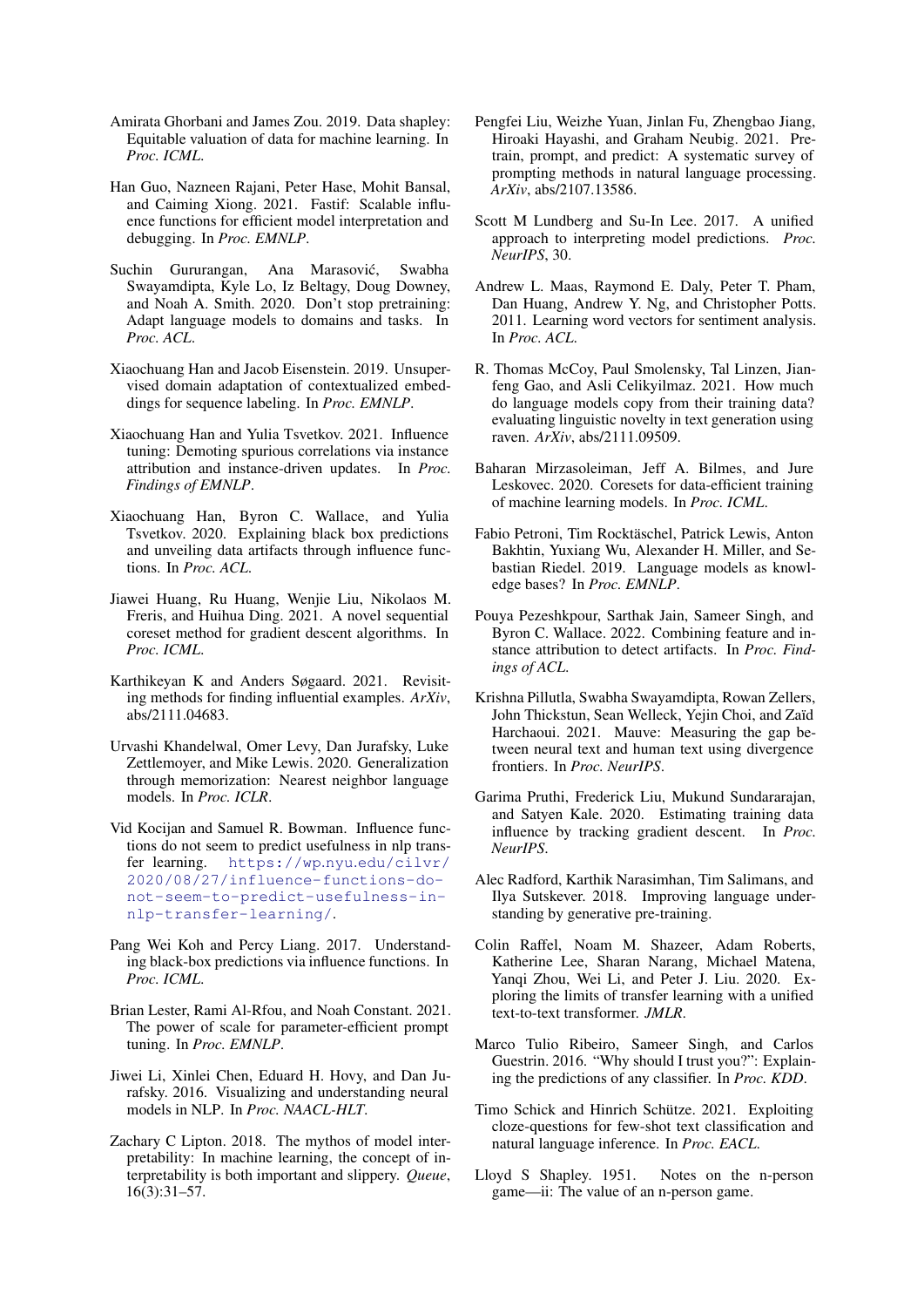Amirata Ghorbani and James Zou. 2019. Data shapley: Equitable valuation of data for machine learning. In *Proc. ICML*.

Han Guo, Nazneen Rajani, Peter Hase, Mohit Bansal, and Caiming Xiong. 2021. Fastif: Scalable influence functions for efficient model interpretation and debugging. In *Proc. EMNLP*.

Suchin Gururangan, Ana Marasović, Swabha Swayamdipta, Kyle Lo, Iz Beltagy, Doug Downey, and Noah A. Smith. 2020. Don't stop pretraining: Adapt language models to domains and tasks. In *Proc. ACL*.

Xiaochuang Han and Jacob Eisenstein. 2019. Unsupervised domain adaptation of contextualized embeddings for sequence labeling. In *Proc. EMNLP*.

Xiaochuang Han and Yulia Tsvetkov. 2021. Influence tuning: Demoting spurious correlations via instance attribution and instance-driven updates. In *Proc. Findings of EMNLP*.

Xiaochuang Han, Byron C. Wallace, and Yulia Tsvetkov. 2020. Explaining black box predictions and unveiling data artifacts through influence functions. In *Proc. ACL*.

Jiawei Huang, Ru Huang, Wenjie Liu, Nikolaos M. Freris, and Huihua Ding. 2021. A novel sequential coreset method for gradient descent algorithms. In *Proc. ICML*.

Karthikeyan K and Anders Søgaard. 2021. Revisiting methods for finding influential examples. *ArXiv*, abs/2111.04683.

Urvashi Khandelwal, Omer Levy, Dan Jurafsky, Luke Zettlemoyer, and Mike Lewis. 2020. Generalization through memorization: Nearest neighbor language models. In *Proc. ICLR*.

Vid Kocijan and Samuel R. Bowman. Influence functions do not seem to predict usefulness in nlp transfer learning. https://wp.nyu.edu/cilvr/2020/08/27/influence-functions-do-not-seem-to-predict-usefulness-in-nlp-transfer-learning/.

Pang Wei Koh and Percy Liang. 2017. Understanding black-box predictions via influence functions. In *Proc. ICML*.

Brian Lester, Rami Al-Rfou, and Noah Constant. 2021. The power of scale for parameter-efficient prompt tuning. In *Proc. EMNLP*.

Jiwei Li, Xinlei Chen, Eduard H. Hovy, and Dan Jurafsky. 2016. Visualizing and understanding neural models in NLP. In *Proc. NAACL-HLT*.

Zachary C Lipton. 2018. The mythos of model interpretability: In machine learning, the concept of interpretability is both important and slippery. *Queue*, 16(3):31–57.

Pengfei Liu, Weizhe Yuan, Jinlan Fu, Zhengbao Jiang, Hiroaki Hayashi, and Graham Neubig. 2021. Pre-train, prompt, and predict: A systematic survey of prompting methods in natural language processing. *ArXiv*, abs/2107.13586.

Scott M Lundberg and Su-In Lee. 2017. A unified approach to interpreting model predictions. *Proc. NeurIPS*, 30.

Andrew L. Maas, Raymond E. Daly, Peter T. Pham, Dan Huang, Andrew Y. Ng, and Christopher Potts. 2011. Learning word vectors for sentiment analysis. In *Proc. ACL*.

R. Thomas McCoy, Paul Smolensky, Tal Linzen, Jianfeng Gao, and Asli Celikyilmaz. 2021. How much do language models copy from their training data? evaluating linguistic novelty in text generation using raven. *ArXiv*, abs/2111.09509.

Baharan Mirzasoleiman, Jeff A. Bilmes, and Jure Leskovec. 2020. Coresets for data-efficient training of machine learning models. In *Proc. ICML*.

Fabio Petroni, Tim Rocktäschel, Patrick Lewis, Anton Bakhtin, Yuxiang Wu, Alexander H. Miller, and Sebastian Riedel. 2019. Language models as knowledge bases? In *Proc. EMNLP*.

Pouya Pezeshkpour, Sarthak Jain, Sameer Singh, and Byron C. Wallace. 2022. Combining feature and instance attribution to detect artifacts. In *Proc. Findings of ACL*.

Krishna Pillutla, Swabha Swayamdipta, Rowan Zellers, John Thickstun, Sean Welleck, Yejin Choi, and Zaïd Harchaoui. 2021. Mauve: Measuring the gap between neural text and human text using divergence frontiers. In *Proc. NeurIPS*.

Garima Pruthi, Frederick Liu, Mukund Sundararajan, and Satyen Kale. 2020. Estimating training data influence by tracking gradient descent. In *Proc. NeurIPS*.

Alec Radford, Karthik Narasimhan, Tim Salimans, and Ilya Sutskever. 2018. Improving language understanding by generative pre-training.

Colin Raffel, Noam M. Shazeer, Adam Roberts, Katherine Lee, Sharan Narang, Michael Matena, Yanqi Zhou, Wei Li, and Peter J. Liu. 2020. Exploring the limits of transfer learning with a unified text-to-text transformer. *JMLR*.

Marco Tulio Ribeiro, Sameer Singh, and Carlos Guestrin. 2016. "Why should I trust you?": Explaining the predictions of any classifier. In *Proc. KDD*.

Timo Schick and Hinrich Schütze. 2021. Exploiting cloze-questions for few-shot text classification and natural language inference. In *Proc. EACL*.

Lloyd S Shapley. 1951. Notes on the n-person game—ii: The value of an n-person game.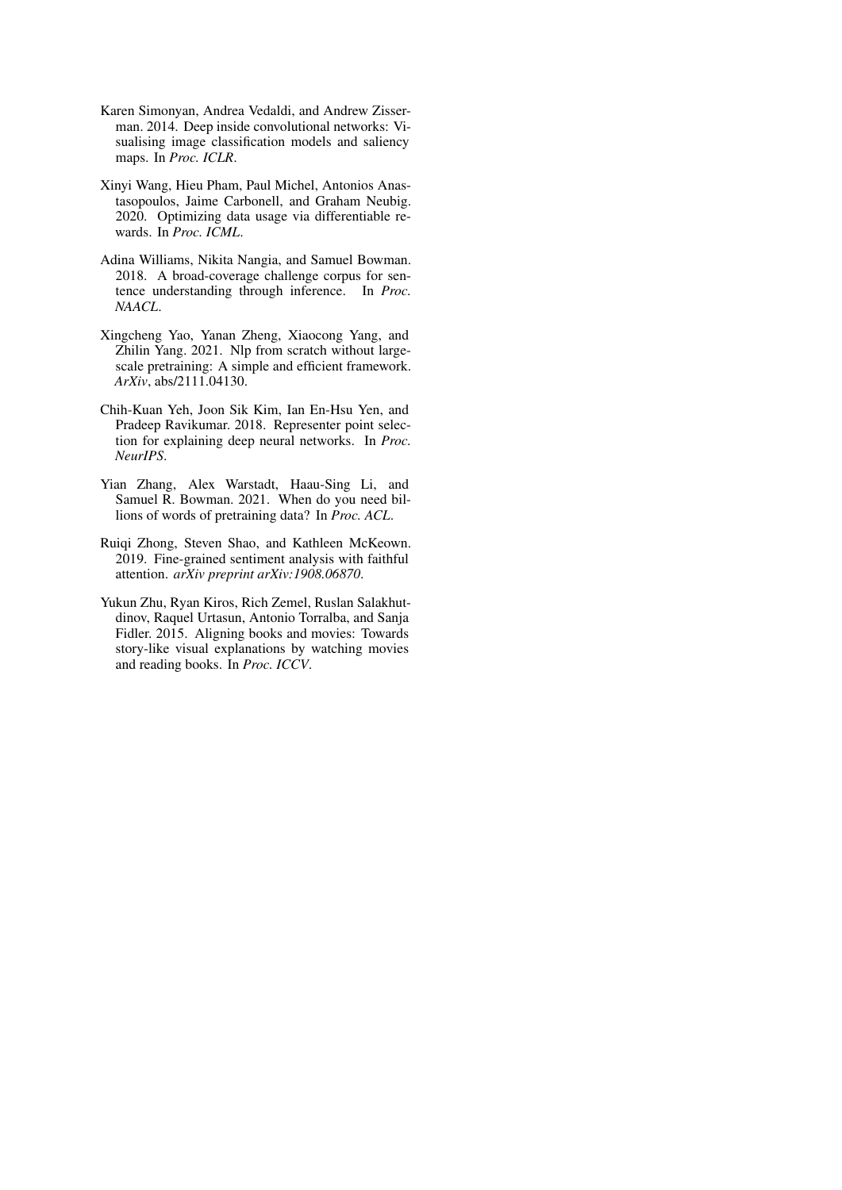Karen Simonyan, Andrea Vedaldi, and Andrew Zisserman. 2014. Deep inside convolutional networks: Visualising image classification models and saliency maps. In *Proc. ICLR*.

Xinyi Wang, Hieu Pham, Paul Michel, Antonios Anastasopoulos, Jaime Carbonell, and Graham Neubig. 2020. Optimizing data usage via differentiable rewards. In *Proc. ICML*.

Adina Williams, Nikita Nangia, and Samuel Bowman. 2018. A broad-coverage challenge corpus for sentence understanding through inference. In *Proc. NAACL*.

Xingcheng Yao, Yanan Zheng, Xiaocong Yang, and Zhilin Yang. 2021. Nlp from scratch without large-scale pretraining: A simple and efficient framework. *ArXiv*, abs/2111.04130.

Chih-Kuan Yeh, Joon Sik Kim, Ian En-Hsu Yen, and Pradeep Ravikumar. 2018. Representer point selection for explaining deep neural networks. In *Proc. NeurIPS*.

Yian Zhang, Alex Warstadt, Haau-Sing Li, and Samuel R. Bowman. 2021. When do you need billions of words of pretraining data? In *Proc. ACL*.

Ruiqi Zhong, Steven Shao, and Kathleen McKeown. 2019. Fine-grained sentiment analysis with faithful attention. *arXiv preprint arXiv:1908.06870*.

Yukun Zhu, Ryan Kiros, Rich Zemel, Ruslan Salakhutdinov, Raquel Urtasun, Antonio Torralba, and Sanja Fidler. 2015. Aligning books and movies: Towards story-like visual explanations by watching movies and reading books. In *Proc. ICCV*.